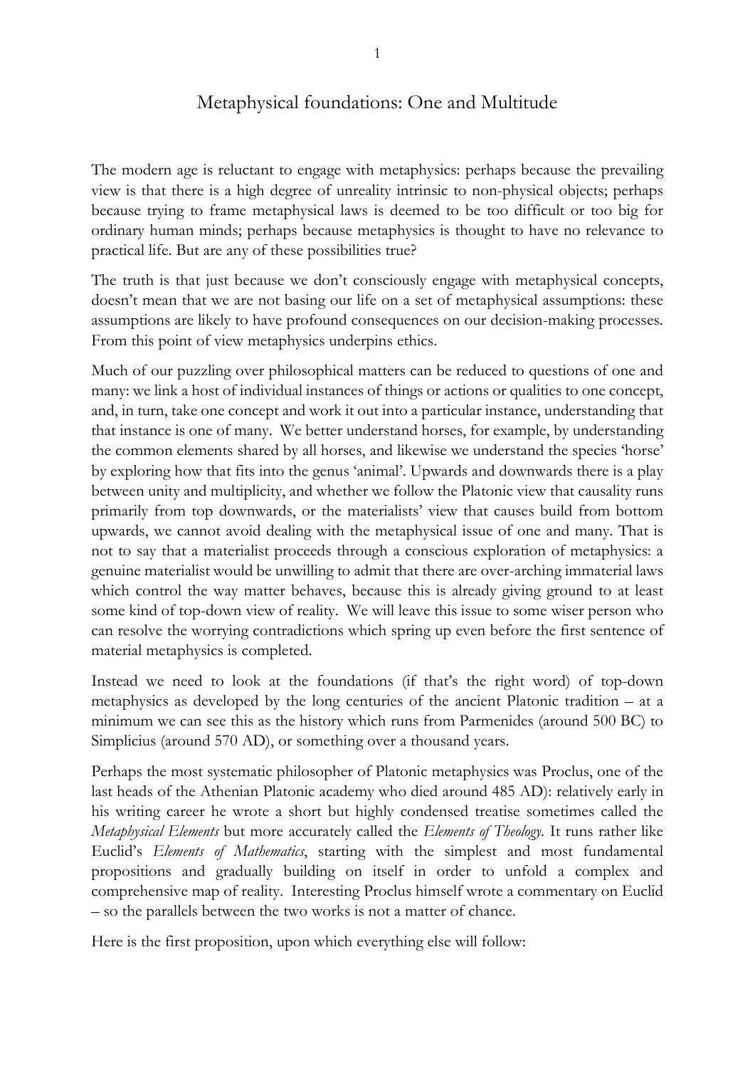# Metaphysical foundations: One and Multitude

The modern age is reluctant to engage with metaphysics: perhaps because the prevailing view is that there is a high degree of unreality intrinsic to non-physical objects; perhaps because trying to frame metaphysical laws is deemed to be too difficult or too big for ordinary human minds; perhaps because metaphysics is thought to have no relevance to practical life. But are any of these possibilities true?

The truth is that just because we don't consciously engage with metaphysical concepts, doesn't mean that we are not basing our life on a set of metaphysical assumptions: these assumptions are likely to have profound consequences on our decision-making processes. From this point of view metaphysics underpins ethics.

Much of our puzzling over philosophical matters can be reduced to questions of one and many: we link a host of individual instances of things or actions or qualities to one concept, and, in turn, take one concept and work it out into a particular instance, understanding that that instance is one of many. We better understand horses, for example, by understanding the common elements shared by all horses, and likewise we understand the species 'horse' by exploring how that fits into the genus 'animal'. Upwards and downwards there is a play between unity and multiplicity, and whether we follow the Platonic view that causality runs primarily from top downwards, or the materialists' view that causes build from bottom upwards, we cannot avoid dealing with the metaphysical issue of one and many. That is not to say that a materialist proceeds through a conscious exploration of metaphysics: a genuine materialist would be unwilling to admit that there are over-arching immaterial laws which control the way matter behaves, because this is already giving ground to at least some kind of top-down view of reality. We will leave this issue to some wiser person who can resolve the worrying contradictions which spring up even before the first sentence of material metaphysics is completed.

Instead we need to look at the foundations (if that's the right word) of top-down metaphysics as developed by the long centuries of the ancient Platonic tradition – at a minimum we can see this as the history which runs from Parmenides (around 500 BC) to Simplicius (around 570 AD), or something over a thousand years.

Perhaps the most systematic philosopher of Platonic metaphysics was Proclus, one of the last heads of the Athenian Platonic academy who died around 485 AD): relatively early in his writing career he wrote a short but highly condensed treatise sometimes called the *Metaphysical Elements* but more accurately called the *Elements of Theology.* It runs rather like Euclid's *Elements of Mathematics*, starting with the simplest and most fundamental propositions and gradually building on itself in order to unfold a complex and comprehensive map of reality. Interesting Proclus himself wrote a commentary on Euclid – so the parallels between the two works is not a matter of chance.

Here is the first proposition, upon which everything else will follow: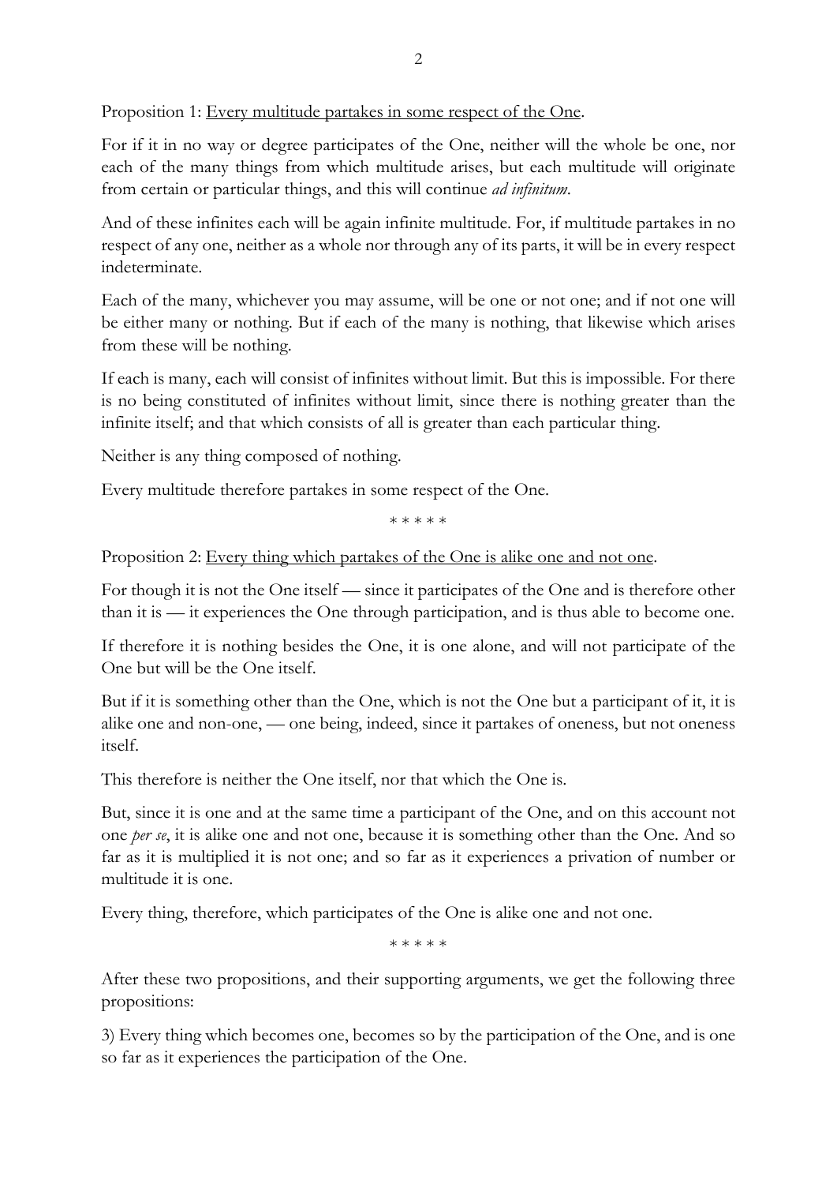Proposition 1: <u>Every multitude partakes in some respect of the One</u>.

For if it in no way or degree participates of the One, neither will the whole be one, nor each of the many things from which multitude arises, but each multitude will originate from certain or particular things, and this will continue *ad infinitum*.

And of these infinites each will be again infinite multitude. For, if multitude partakes in no respect of any one, neither as a whole nor through any of its parts, it will be in every respect indeterminate.

Each of the many, whichever you may assume, will be one or not one; and if not one will be either many or nothing. But if each of the many is nothing, that likewise which arises from these will be nothing.

If each is many, each will consist of infinites without limit. But this is impossible. For there is no being constituted of infinites without limit, since there is nothing greater than the infinite itself; and that which consists of all is greater than each particular thing.

Neither is any thing composed of nothing.

Every multitude therefore partakes in some respect of the One.

\* \* \* \* \*

Proposition 2: <u>Every thing which partakes of the One is alike one and not one</u>.

For though it is not the One itself — since it participates of the One and is therefore other than it is — it experiences the One through participation, and is thus able to become one.

If therefore it is nothing besides the One, it is one alone, and will not participate of the One but will be the One itself.

But if it is something other than the One, which is not the One but a participant of it, it is alike one and non-one, — one being, indeed, since it partakes of oneness, but not oneness itself.

This therefore is neither the One itself, nor that which the One is.

But, since it is one and at the same time a participant of the One, and on this account not one *per se*, it is alike one and not one, because it is something other than the One. And so far as it is multiplied it is not one; and so far as it experiences a privation of number or multitude it is one.

Every thing, therefore, which participates of the One is alike one and not one.

\* \* \* \* \*

After these two propositions, and their supporting arguments, we get the following three propositions:

3) Every thing which becomes one, becomes so by the participation of the One, and is one so far as it experiences the participation of the One.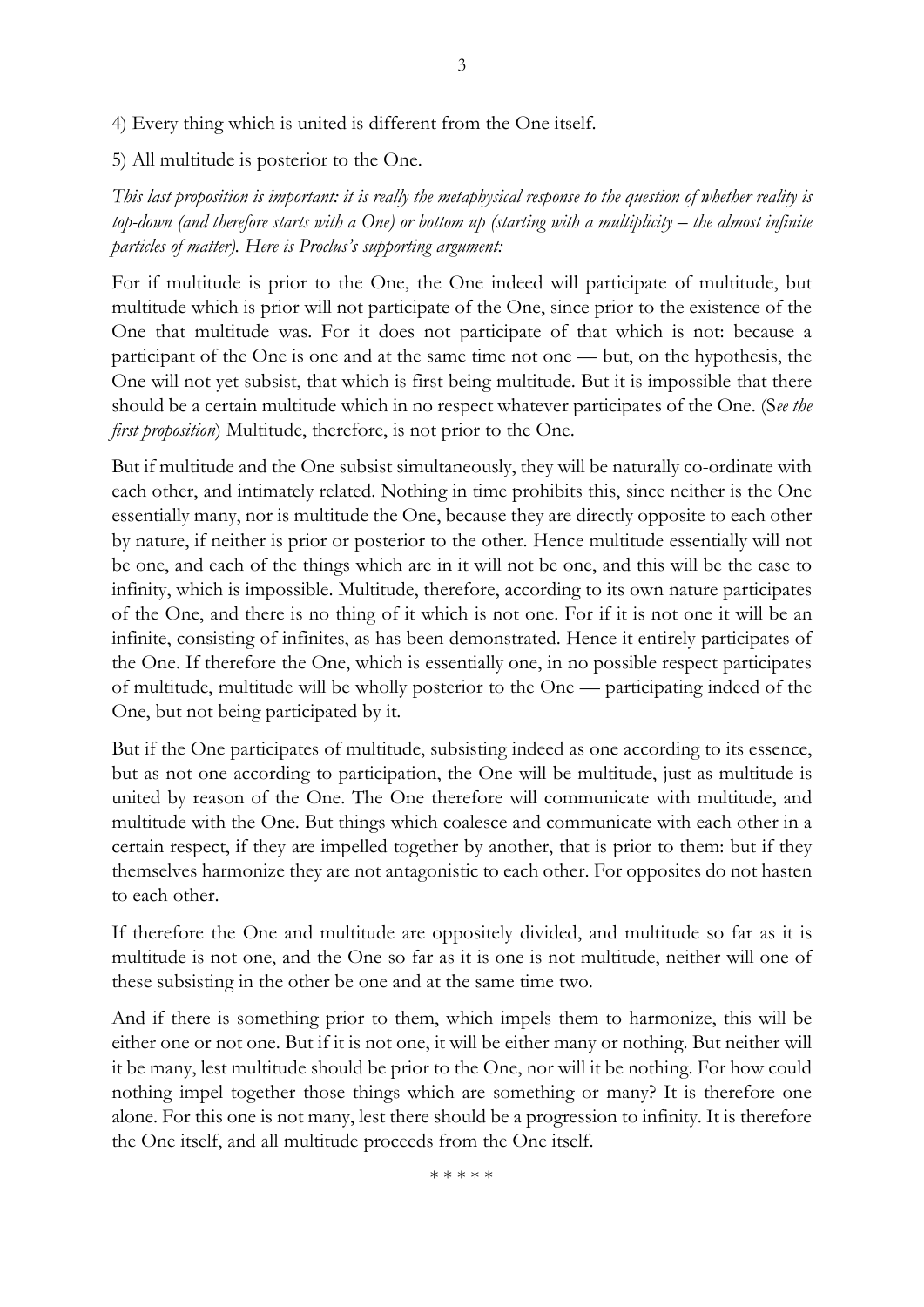4) Every thing which is united is different from the One itself.

5) All multitude is posterior to the One.

*This last proposition is important: it is really the metaphysical response to the question of whether reality is top-down (and therefore starts with a One) or bottom up (starting with a multiplicity – the almost infinite particles of matter). Here is Proclus's supporting argument:*

For if multitude is prior to the One, the One indeed will participate of multitude, but multitude which is prior will not participate of the One, since prior to the existence of the One that multitude was. For it does not participate of that which is not: because a participant of the One is one and at the same time not one — but, on the hypothesis, the One will not yet subsist, that which is first being multitude. But it is impossible that there should be a certain multitude which in no respect whatever participates of the One. (S*ee the first proposition*) Multitude, therefore, is not prior to the One.

But if multitude and the One subsist simultaneously, they will be naturally co-ordinate with each other, and intimately related. Nothing in time prohibits this, since neither is the One essentially many, nor is multitude the One, because they are directly opposite to each other by nature, if neither is prior or posterior to the other. Hence multitude essentially will not be one, and each of the things which are in it will not be one, and this will be the case to infinity, which is impossible. Multitude, therefore, according to its own nature participates of the One, and there is no thing of it which is not one. For if it is not one it will be an infinite, consisting of infinites, as has been demonstrated. Hence it entirely participates of the One. If therefore the One, which is essentially one, in no possible respect participates of multitude, multitude will be wholly posterior to the One — participating indeed of the One, but not being participated by it.

But if the One participates of multitude, subsisting indeed as one according to its essence, but as not one according to participation, the One will be multitude, just as multitude is united by reason of the One. The One therefore will communicate with multitude, and multitude with the One. But things which coalesce and communicate with each other in a certain respect, if they are impelled together by another, that is prior to them: but if they themselves harmonize they are not antagonistic to each other. For opposites do not hasten to each other.

If therefore the One and multitude are oppositely divided, and multitude so far as it is multitude is not one, and the One so far as it is one is not multitude, neither will one of these subsisting in the other be one and at the same time two.

And if there is something prior to them, which impels them to harmonize, this will be either one or not one. But if it is not one, it will be either many or nothing. But neither will it be many, lest multitude should be prior to the One, nor will it be nothing. For how could nothing impel together those things which are something or many? It is therefore one alone. For this one is not many, lest there should be a progression to infinity. It is therefore the One itself, and all multitude proceeds from the One itself.

\* \* \* \* \*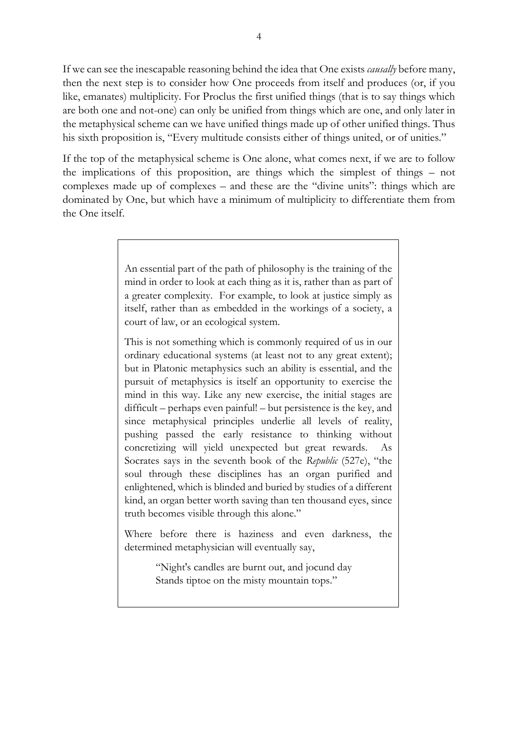If we can see the inescapable reasoning behind the idea that One exists *causally* before many, then the next step is to consider how One proceeds from itself and produces (or, if you like, emanates) multiplicity. For Proclus the first unified things (that is to say things which are both one and not-one) can only be unified from things which are one, and only later in the metaphysical scheme can we have unified things made up of other unified things. Thus his sixth proposition is, "Every multitude consists either of things united, or of unities."

If the top of the metaphysical scheme is One alone, what comes next, if we are to follow the implications of this proposition, are things which the simplest of things – not complexes made up of complexes – and these are the "divine units": things which are dominated by One, but which have a minimum of multiplicity to differentiate them from the One itself.

> An essential part of the path of philosophy is the training of the mind in order to look at each thing as it is, rather than as part of a greater complexity. For example, to look at justice simply as itself, rather than as embedded in the workings of a society, a court of law, or an ecological system.
>
> This is not something which is commonly required of us in our ordinary educational systems (at least not to any great extent); but in Platonic metaphysics such an ability is essential, and the pursuit of metaphysics is itself an opportunity to exercise the mind in this way. Like any new exercise, the initial stages are difficult – perhaps even painful! – but persistence is the key, and since metaphysical principles underlie all levels of reality, pushing passed the early resistance to thinking without concretizing will yield unexpected but great rewards. As Socrates says in the seventh book of the *Republic* (527e), "the soul through these disciplines has an organ purified and enlightened, which is blinded and buried by studies of a different kind, an organ better worth saving than ten thousand eyes, since truth becomes visible through this alone."
>
> Where before there is haziness and even darkness, the determined metaphysician will eventually say,
>
> > "Night's candles are burnt out, and jocund day
> > Stands tiptoe on the misty mountain tops."